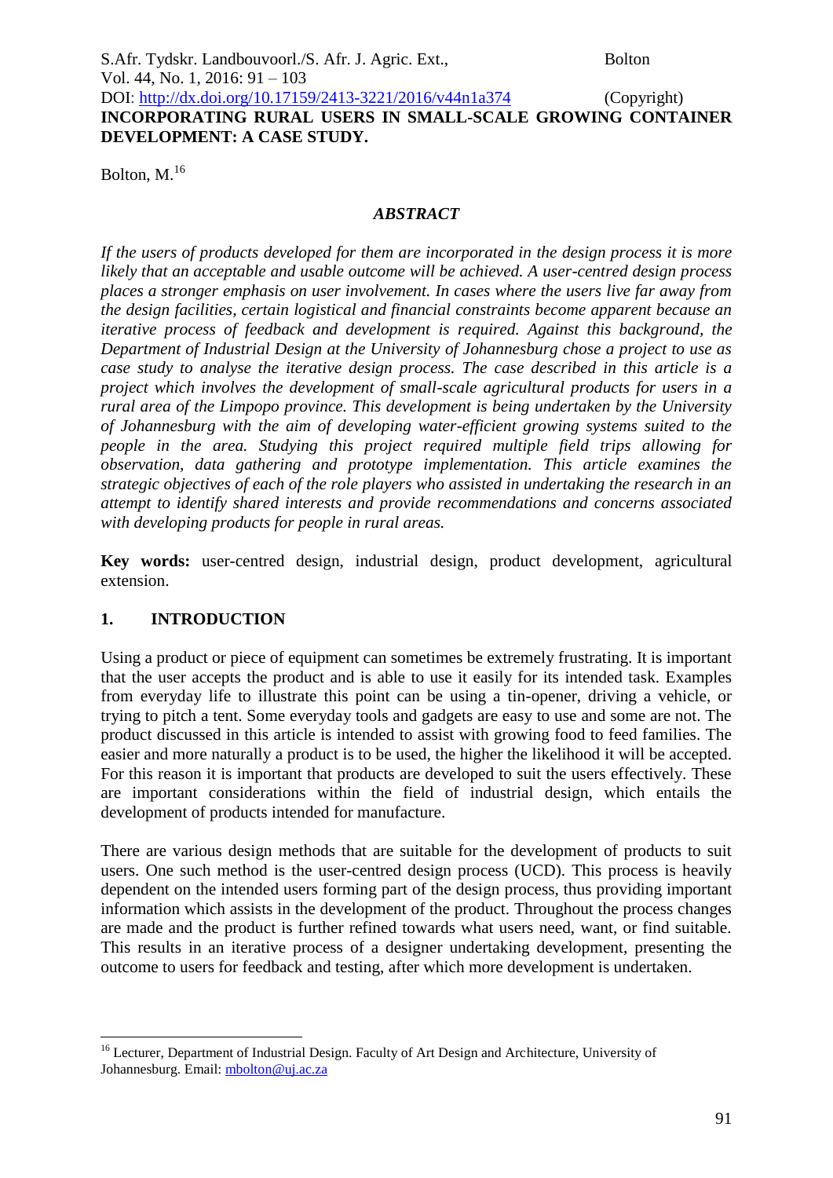# INCORPORATING RURAL USERS IN SMALL-SCALE GROWING CONTAINER DEVELOPMENT: A CASE STUDY.

Bolton, M.[16]

## *ABSTRACT*

*If the users of products developed for them are incorporated in the design process it is more likely that an acceptable and usable outcome will be achieved. A user-centred design process places a stronger emphasis on user involvement. In cases where the users live far away from the design facilities, certain logistical and financial constraints become apparent because an iterative process of feedback and development is required. Against this background, the Department of Industrial Design at the University of Johannesburg chose a project to use as case study to analyse the iterative design process. The case described in this article is a project which involves the development of small-scale agricultural products for users in a rural area of the Limpopo province. This development is being undertaken by the University of Johannesburg with the aim of developing water-efficient growing systems suited to the people in the area. Studying this project required multiple field trips allowing for observation, data gathering and prototype implementation. This article examines the strategic objectives of each of the role players who assisted in undertaking the research in an attempt to identify shared interests and provide recommendations and concerns associated with developing products for people in rural areas.*

**Key words:** user-centred design, industrial design, product development, agricultural extension.

## 1. INTRODUCTION

Using a product or piece of equipment can sometimes be extremely frustrating. It is important that the user accepts the product and is able to use it easily for its intended task. Examples from everyday life to illustrate this point can be using a tin-opener, driving a vehicle, or trying to pitch a tent. Some everyday tools and gadgets are easy to use and some are not. The product discussed in this article is intended to assist with growing food to feed families. The easier and more naturally a product is to be used, the higher the likelihood it will be accepted. For this reason it is important that products are developed to suit the users effectively. These are important considerations within the field of industrial design, which entails the development of products intended for manufacture.

There are various design methods that are suitable for the development of products to suit users. One such method is the user-centred design process (UCD). This process is heavily dependent on the intended users forming part of the design process, thus providing important information which assists in the development of the product. Throughout the process changes are made and the product is further refined towards what users need, want, or find suitable. This results in an iterative process of a designer undertaking development, presenting the outcome to users for feedback and testing, after which more development is undertaken.

---

[16] Lecturer, Department of Industrial Design. Faculty of Art Design and Architecture, University of Johannesburg. Email: mbolton@uj.ac.za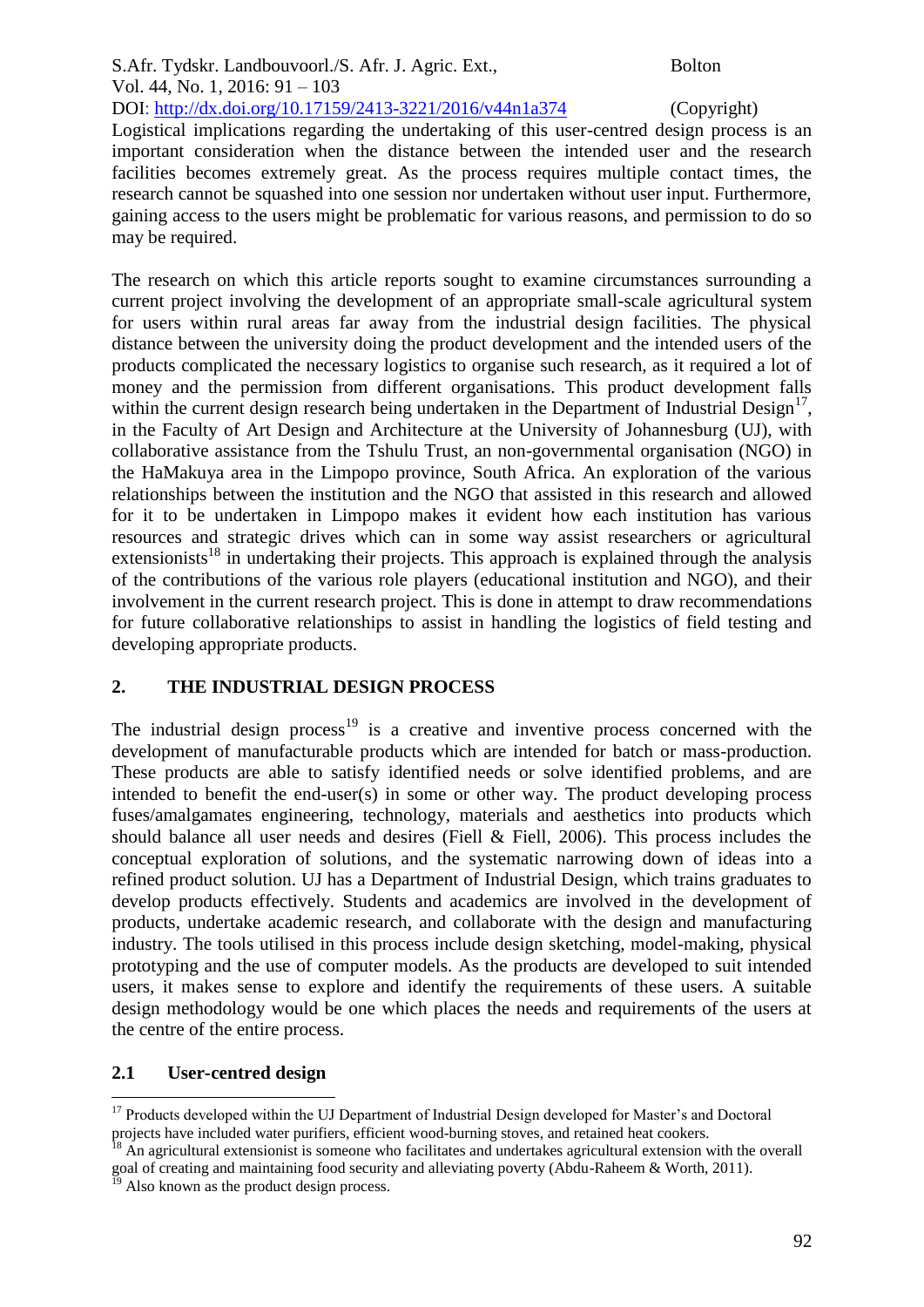Logistical implications regarding the undertaking of this user-centred design process is an important consideration when the distance between the intended user and the research facilities becomes extremely great. As the process requires multiple contact times, the research cannot be squashed into one session nor undertaken without user input. Furthermore, gaining access to the users might be problematic for various reasons, and permission to do so may be required.

The research on which this article reports sought to examine circumstances surrounding a current project involving the development of an appropriate small-scale agricultural system for users within rural areas far away from the industrial design facilities. The physical distance between the university doing the product development and the intended users of the products complicated the necessary logistics to organise such research, as it required a lot of money and the permission from different organisations. This product development falls within the current design research being undertaken in the Department of Industrial Design[17], in the Faculty of Art Design and Architecture at the University of Johannesburg (UJ), with collaborative assistance from the Tshulu Trust, an non-governmental organisation (NGO) in the HaMakuya area in the Limpopo province, South Africa. An exploration of the various relationships between the institution and the NGO that assisted in this research and allowed for it to be undertaken in Limpopo makes it evident how each institution has various resources and strategic drives which can in some way assist researchers or agricultural extensionists[18] in undertaking their projects. This approach is explained through the analysis of the contributions of the various role players (educational institution and NGO), and their involvement in the current research project. This is done in attempt to draw recommendations for future collaborative relationships to assist in handling the logistics of field testing and developing appropriate products.

## 2. THE INDUSTRIAL DESIGN PROCESS

The industrial design process[19] is a creative and inventive process concerned with the development of manufacturable products which are intended for batch or mass-production. These products are able to satisfy identified needs or solve identified problems, and are intended to benefit the end-user(s) in some or other way. The product developing process fuses/amalgamates engineering, technology, materials and aesthetics into products which should balance all user needs and desires (Fiell & Fiell, 2006). This process includes the conceptual exploration of solutions, and the systematic narrowing down of ideas into a refined product solution. UJ has a Department of Industrial Design, which trains graduates to develop products effectively. Students and academics are involved in the development of products, undertake academic research, and collaborate with the design and manufacturing industry. The tools utilised in this process include design sketching, model-making, physical prototyping and the use of computer models. As the products are developed to suit intended users, it makes sense to explore and identify the requirements of these users. A suitable design methodology would be one which places the needs and requirements of the users at the centre of the entire process.

### 2.1 User-centred design

---

[17] Products developed within the UJ Department of Industrial Design developed for Master's and Doctoral projects have included water purifiers, efficient wood-burning stoves, and retained heat cookers.

[18] An agricultural extensionist is someone who facilitates and undertakes agricultural extension with the overall goal of creating and maintaining food security and alleviating poverty (Abdu-Raheem & Worth, 2011).

[19] Also known as the product design process.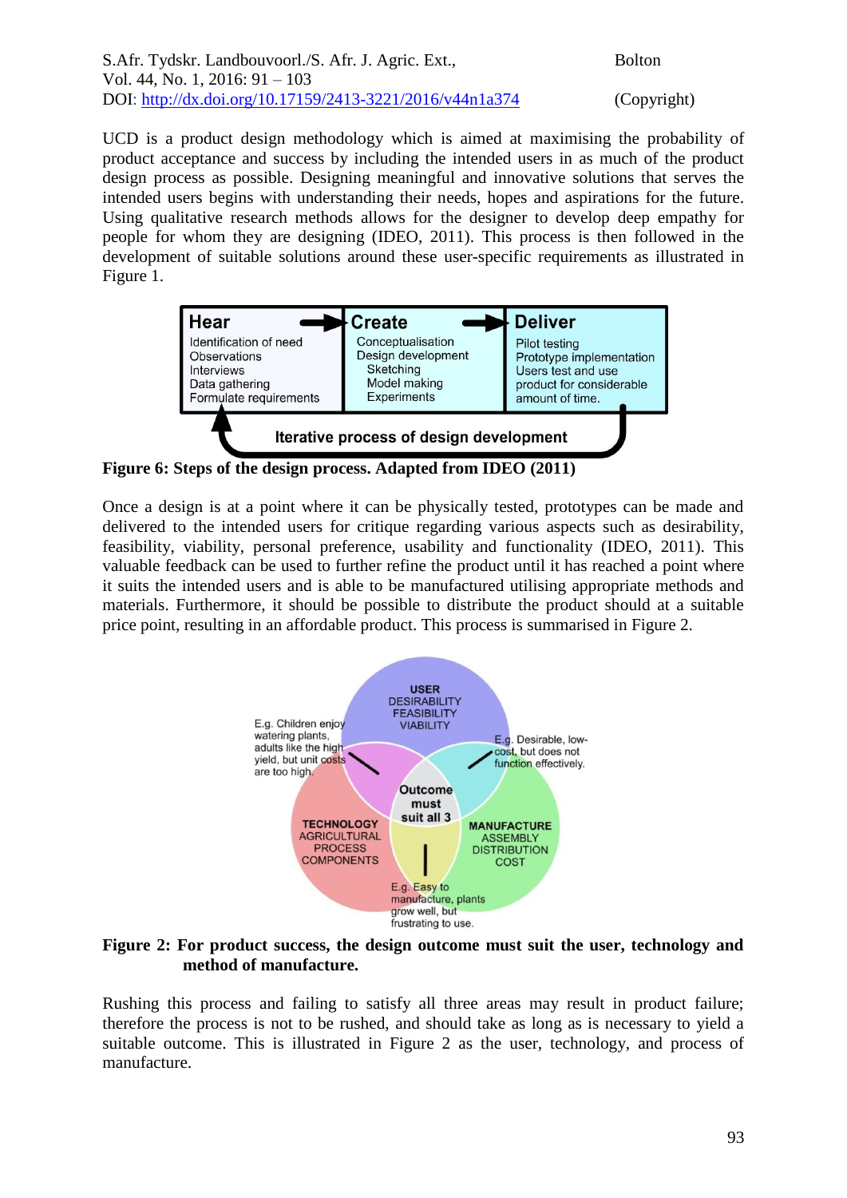UCD is a product design methodology which is aimed at maximising the probability of product acceptance and success by including the intended users in as much of the product design process as possible. Designing meaningful and innovative solutions that serves the intended users begins with understanding their needs, hopes and aspirations for the future. Using qualitative research methods allows for the designer to develop deep empathy for people for whom they are designing (IDEO, 2011). This process is then followed in the development of suitable solutions around these user-specific requirements as illustrated in Figure 1.

**Figure 6: Steps of the design process. Adapted from IDEO (2011)**

Once a design is at a point where it can be physically tested, prototypes can be made and delivered to the intended users for critique regarding various aspects such as desirability, feasibility, viability, personal preference, usability and functionality (IDEO, 2011). This valuable feedback can be used to further refine the product until it has reached a point where it suits the intended users and is able to be manufactured utilising appropriate methods and materials. Furthermore, it should be possible to distribute the product should at a suitable price point, resulting in an affordable product. This process is summarised in Figure 2.

**Figure 2: For product success, the design outcome must suit the user, technology and method of manufacture.**

Rushing this process and failing to satisfy all three areas may result in product failure; therefore the process is not to be rushed, and should take as long as is necessary to yield a suitable outcome. This is illustrated in Figure 2 as the user, technology, and process of manufacture.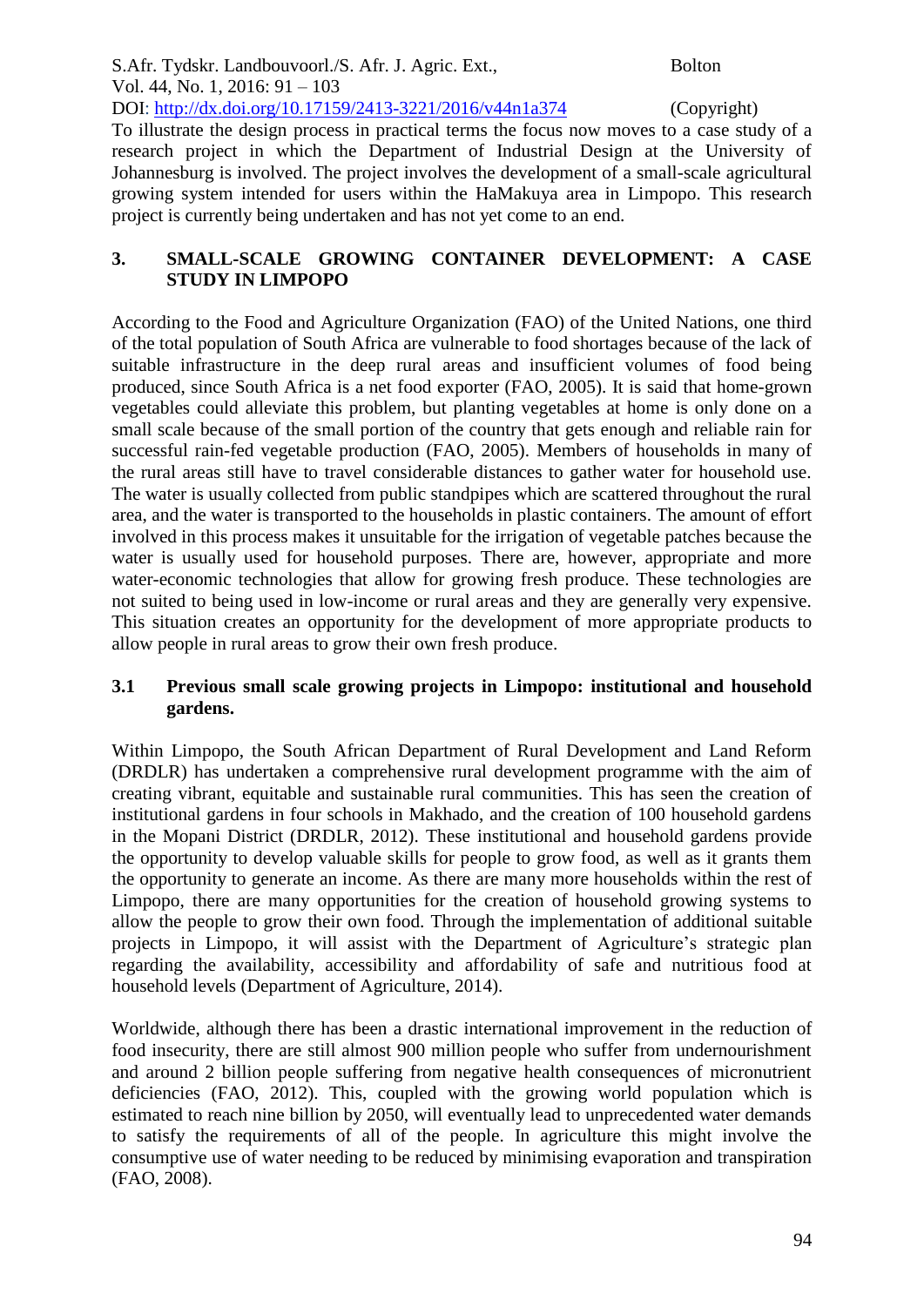To illustrate the design process in practical terms the focus now moves to a case study of a research project in which the Department of Industrial Design at the University of Johannesburg is involved. The project involves the development of a small-scale agricultural growing system intended for users within the HaMakuya area in Limpopo. This research project is currently being undertaken and has not yet come to an end.

## 3. SMALL-SCALE GROWING CONTAINER DEVELOPMENT: A CASE STUDY IN LIMPOPO

According to the Food and Agriculture Organization (FAO) of the United Nations, one third of the total population of South Africa are vulnerable to food shortages because of the lack of suitable infrastructure in the deep rural areas and insufficient volumes of food being produced, since South Africa is a net food exporter (FAO, 2005). It is said that home-grown vegetables could alleviate this problem, but planting vegetables at home is only done on a small scale because of the small portion of the country that gets enough and reliable rain for successful rain-fed vegetable production (FAO, 2005). Members of households in many of the rural areas still have to travel considerable distances to gather water for household use. The water is usually collected from public standpipes which are scattered throughout the rural area, and the water is transported to the households in plastic containers. The amount of effort involved in this process makes it unsuitable for the irrigation of vegetable patches because the water is usually used for household purposes. There are, however, appropriate and more water-economic technologies that allow for growing fresh produce. These technologies are not suited to being used in low-income or rural areas and they are generally very expensive. This situation creates an opportunity for the development of more appropriate products to allow people in rural areas to grow their own fresh produce.

### 3.1 Previous small scale growing projects in Limpopo: institutional and household gardens.

Within Limpopo, the South African Department of Rural Development and Land Reform (DRDLR) has undertaken a comprehensive rural development programme with the aim of creating vibrant, equitable and sustainable rural communities. This has seen the creation of institutional gardens in four schools in Makhado, and the creation of 100 household gardens in the Mopani District (DRDLR, 2012). These institutional and household gardens provide the opportunity to develop valuable skills for people to grow food, as well as it grants them the opportunity to generate an income. As there are many more households within the rest of Limpopo, there are many opportunities for the creation of household growing systems to allow the people to grow their own food. Through the implementation of additional suitable projects in Limpopo, it will assist with the Department of Agriculture's strategic plan regarding the availability, accessibility and affordability of safe and nutritious food at household levels (Department of Agriculture, 2014).

Worldwide, although there has been a drastic international improvement in the reduction of food insecurity, there are still almost 900 million people who suffer from undernourishment and around 2 billion people suffering from negative health consequences of micronutrient deficiencies (FAO, 2012). This, coupled with the growing world population which is estimated to reach nine billion by 2050, will eventually lead to unprecedented water demands to satisfy the requirements of all of the people. In agriculture this might involve the consumptive use of water needing to be reduced by minimising evaporation and transpiration (FAO, 2008).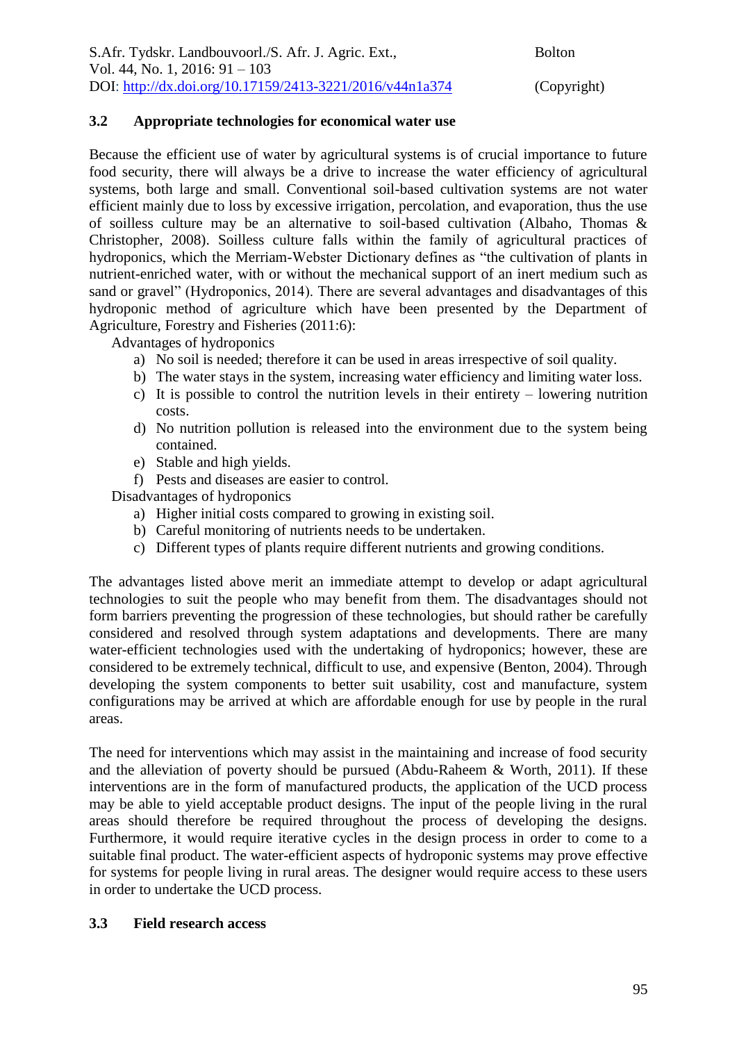## 3.2 Appropriate technologies for economical water use

Because the efficient use of water by agricultural systems is of crucial importance to future food security, there will always be a drive to increase the water efficiency of agricultural systems, both large and small. Conventional soil-based cultivation systems are not water efficient mainly due to loss by excessive irrigation, percolation, and evaporation, thus the use of soilless culture may be an alternative to soil-based cultivation (Albaho, Thomas & Christopher, 2008). Soilless culture falls within the family of agricultural practices of hydroponics, which the Merriam-Webster Dictionary defines as "the cultivation of plants in nutrient-enriched water, with or without the mechanical support of an inert medium such as sand or gravel" (Hydroponics, 2014). There are several advantages and disadvantages of this hydroponic method of agriculture which have been presented by the Department of Agriculture, Forestry and Fisheries (2011:6):

Advantages of hydroponics

a) No soil is needed; therefore it can be used in areas irrespective of soil quality.
b) The water stays in the system, increasing water efficiency and limiting water loss.
c) It is possible to control the nutrition levels in their entirety – lowering nutrition costs.
d) No nutrition pollution is released into the environment due to the system being contained.
e) Stable and high yields.
f) Pests and diseases are easier to control.

Disadvantages of hydroponics

a) Higher initial costs compared to growing in existing soil.
b) Careful monitoring of nutrients needs to be undertaken.
c) Different types of plants require different nutrients and growing conditions.

The advantages listed above merit an immediate attempt to develop or adapt agricultural technologies to suit the people who may benefit from them. The disadvantages should not form barriers preventing the progression of these technologies, but should rather be carefully considered and resolved through system adaptations and developments. There are many water-efficient technologies used with the undertaking of hydroponics; however, these are considered to be extremely technical, difficult to use, and expensive (Benton, 2004). Through developing the system components to better suit usability, cost and manufacture, system configurations may be arrived at which are affordable enough for use by people in the rural areas.

The need for interventions which may assist in the maintaining and increase of food security and the alleviation of poverty should be pursued (Abdu-Raheem & Worth, 2011). If these interventions are in the form of manufactured products, the application of the UCD process may be able to yield acceptable product designs. The input of the people living in the rural areas should therefore be required throughout the process of developing the designs. Furthermore, it would require iterative cycles in the design process in order to come to a suitable final product. The water-efficient aspects of hydroponic systems may prove effective for systems for people living in rural areas. The designer would require access to these users in order to undertake the UCD process.

## 3.3 Field research access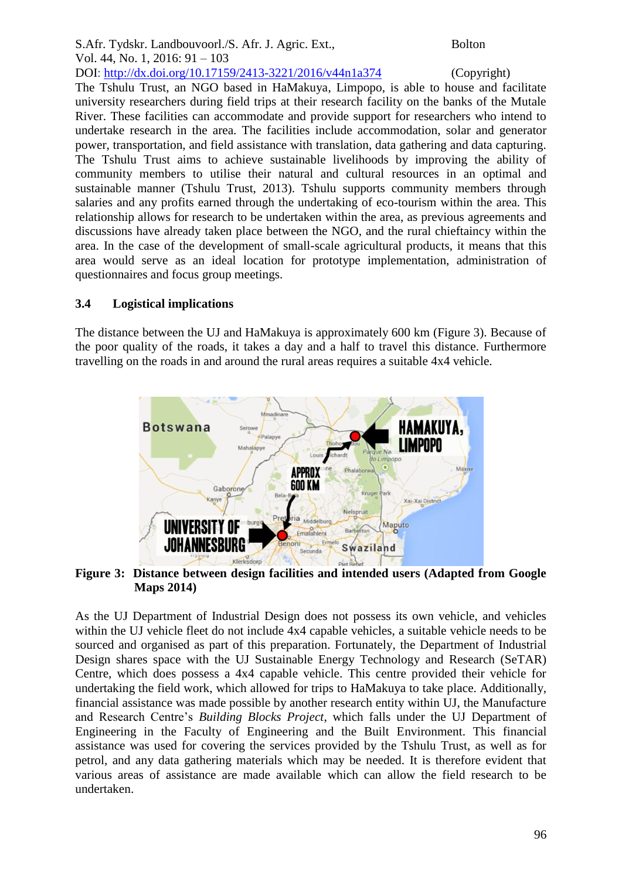The Tshulu Trust, an NGO based in HaMakuya, Limpopo, is able to house and facilitate university researchers during field trips at their research facility on the banks of the Mutale River. These facilities can accommodate and provide support for researchers who intend to undertake research in the area. The facilities include accommodation, solar and generator power, transportation, and field assistance with translation, data gathering and data capturing. The Tshulu Trust aims to achieve sustainable livelihoods by improving the ability of community members to utilise their natural and cultural resources in an optimal and sustainable manner (Tshulu Trust, 2013). Tshulu supports community members through salaries and any profits earned through the undertaking of eco-tourism within the area. This relationship allows for research to be undertaken within the area, as previous agreements and discussions have already taken place between the NGO, and the rural chieftaincy within the area. In the case of the development of small-scale agricultural products, it means that this area would serve as an ideal location for prototype implementation, administration of questionnaires and focus group meetings.

### 3.4 Logistical implications

The distance between the UJ and HaMakuya is approximately 600 km (Figure 3). Because of the poor quality of the roads, it takes a day and a half to travel this distance. Furthermore travelling on the roads in and around the rural areas requires a suitable 4x4 vehicle.

**Figure 3: Distance between design facilities and intended users (Adapted from Google Maps 2014)**

As the UJ Department of Industrial Design does not possess its own vehicle, and vehicles within the UJ vehicle fleet do not include 4x4 capable vehicles, a suitable vehicle needs to be sourced and organised as part of this preparation. Fortunately, the Department of Industrial Design shares space with the UJ Sustainable Energy Technology and Research (SeTAR) Centre, which does possess a 4x4 capable vehicle. This centre provided their vehicle for undertaking the field work, which allowed for trips to HaMakuya to take place. Additionally, financial assistance was made possible by another research entity within UJ, the Manufacture and Research Centre's *Building Blocks Project*, which falls under the UJ Department of Engineering in the Faculty of Engineering and the Built Environment. This financial assistance was used for covering the services provided by the Tshulu Trust, as well as for petrol, and any data gathering materials which may be needed. It is therefore evident that various areas of assistance are made available which can allow the field research to be undertaken.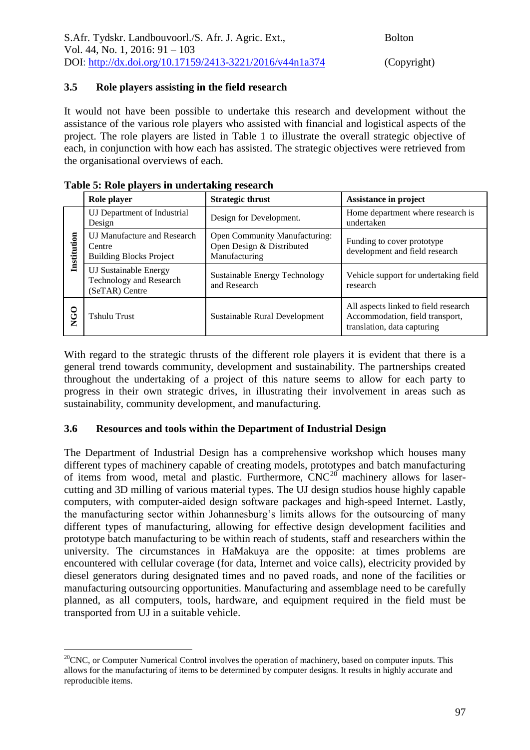### 3.5 Role players assisting in the field research

It would not have been possible to undertake this research and development without the assistance of the various role players who assisted with financial and logistical aspects of the project. The role players are listed in Table 1 to illustrate the overall strategic objective of each, in conjunction with how each has assisted. The strategic objectives were retrieved from the organisational overviews of each.

**Table 5: Role players in undertaking research**

| | Role player | Strategic thrust | Assistance in project |
|---|---|---|---|
| Institution | UJ Department of Industrial Design | Design for Development. | Home department where research is undertaken |
| Institution | UJ Manufacture and Research Centre Building Blocks Project | Open Community Manufacturing: Open Design & Distributed Manufacturing | Funding to cover prototype development and field research |
| Institution | UJ Sustainable Energy Technology and Research (SeTAR) Centre | Sustainable Energy Technology and Research | Vehicle support for undertaking field research |
| NGO | Tshulu Trust | Sustainable Rural Development | All aspects linked to field research Accommodation, field transport, translation, data capturing |

With regard to the strategic thrusts of the different role players it is evident that there is a general trend towards community, development and sustainability. The partnerships created throughout the undertaking of a project of this nature seems to allow for each party to progress in their own strategic drives, in illustrating their involvement in areas such as sustainability, community development, and manufacturing.

### 3.6 Resources and tools within the Department of Industrial Design

The Department of Industrial Design has a comprehensive workshop which houses many different types of machinery capable of creating models, prototypes and batch manufacturing of items from wood, metal and plastic. Furthermore, CNC[20] machinery allows for laser-cutting and 3D milling of various material types. The UJ design studios house highly capable computers, with computer-aided design software packages and high-speed Internet. Lastly, the manufacturing sector within Johannesburg's limits allows for the outsourcing of many different types of manufacturing, allowing for effective design development facilities and prototype batch manufacturing to be within reach of students, staff and researchers within the university. The circumstances in HaMakuya are the opposite: at times problems are encountered with cellular coverage (for data, Internet and voice calls), electricity provided by diesel generators during designated times and no paved roads, and none of the facilities or manufacturing outsourcing opportunities. Manufacturing and assemblage need to be carefully planned, as all computers, tools, hardware, and equipment required in the field must be transported from UJ in a suitable vehicle.

---

[20]CNC, or Computer Numerical Control involves the operation of machinery, based on computer inputs. This allows for the manufacturing of items to be determined by computer designs. It results in highly accurate and reproducible items.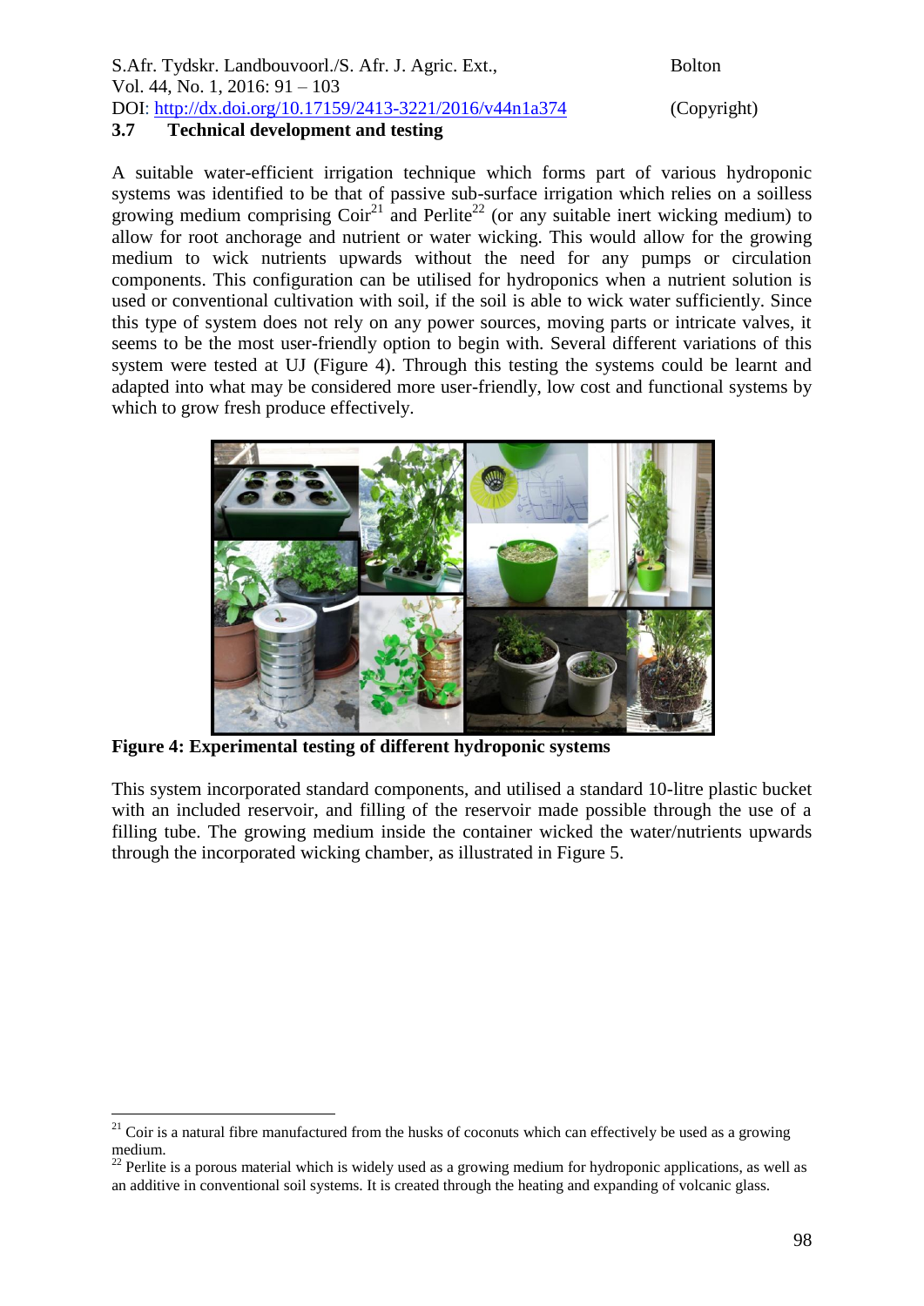### 3.7 Technical development and testing

A suitable water-efficient irrigation technique which forms part of various hydroponic systems was identified to be that of passive sub-surface irrigation which relies on a soilless growing medium comprising Coir[21] and Perlite[22] (or any suitable inert wicking medium) to allow for root anchorage and nutrient or water wicking. This would allow for the growing medium to wick nutrients upwards without the need for any pumps or circulation components. This configuration can be utilised for hydroponics when a nutrient solution is used or conventional cultivation with soil, if the soil is able to wick water sufficiently. Since this type of system does not rely on any power sources, moving parts or intricate valves, it seems to be the most user-friendly option to begin with. Several different variations of this system were tested at UJ (Figure 4). Through this testing the systems could be learnt and adapted into what may be considered more user-friendly, low cost and functional systems by which to grow fresh produce effectively.

**Figure 4: Experimental testing of different hydroponic systems**

This system incorporated standard components, and utilised a standard 10-litre plastic bucket with an included reservoir, and filling of the reservoir made possible through the use of a filling tube. The growing medium inside the container wicked the water/nutrients upwards through the incorporated wicking chamber, as illustrated in Figure 5.

---

[21] Coir is a natural fibre manufactured from the husks of coconuts which can effectively be used as a growing medium.

[22] Perlite is a porous material which is widely used as a growing medium for hydroponic applications, as well as an additive in conventional soil systems. It is created through the heating and expanding of volcanic glass.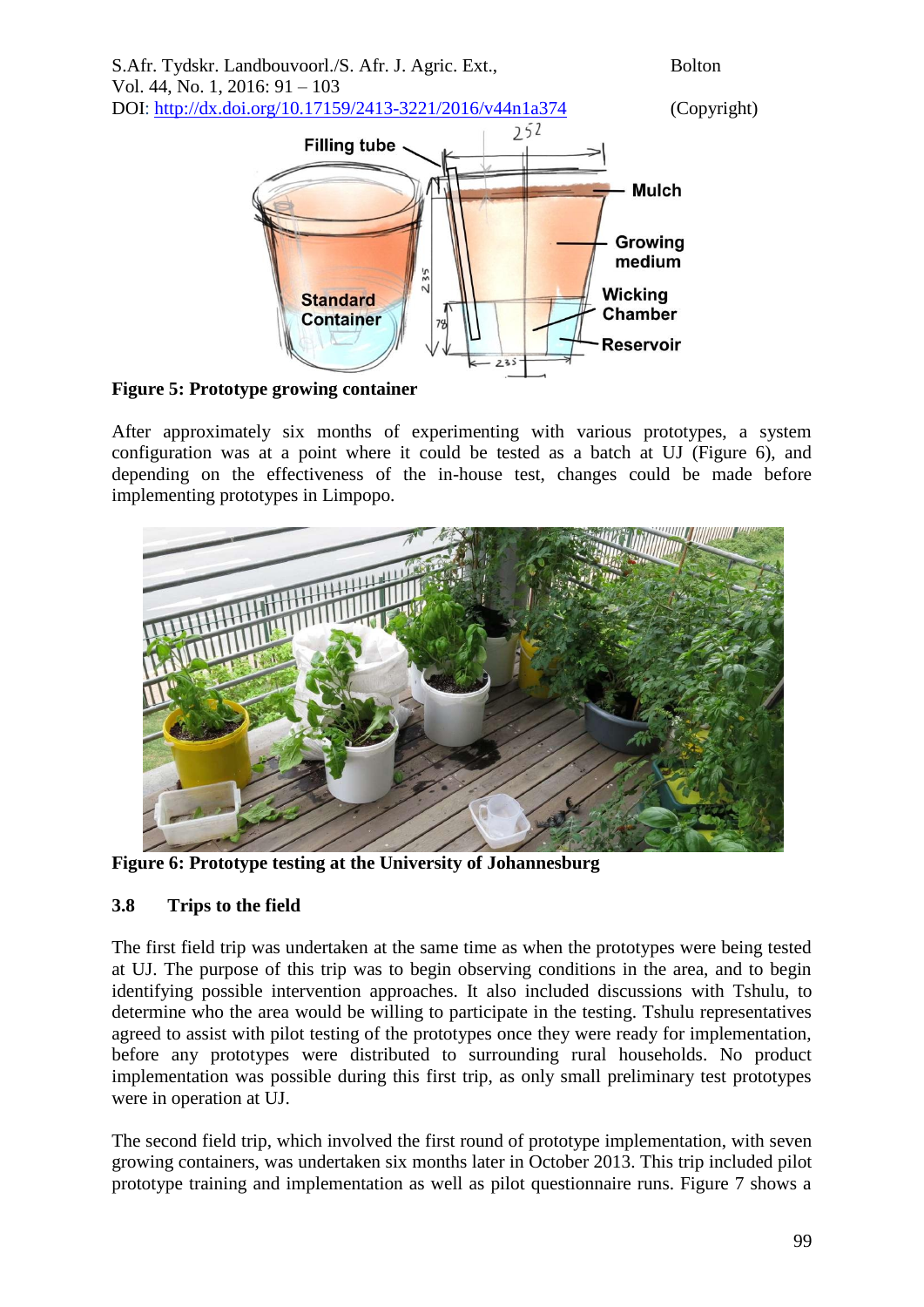**Figure 5: Prototype growing container**

After approximately six months of experimenting with various prototypes, a system configuration was at a point where it could be tested as a batch at UJ (Figure 6), and depending on the effectiveness of the in-house test, changes could be made before implementing prototypes in Limpopo.

**Figure 6: Prototype testing at the University of Johannesburg**

## 3.8 Trips to the field

The first field trip was undertaken at the same time as when the prototypes were being tested at UJ. The purpose of this trip was to begin observing conditions in the area, and to begin identifying possible intervention approaches. It also included discussions with Tshulu, to determine who the area would be willing to participate in the testing. Tshulu representatives agreed to assist with pilot testing of the prototypes once they were ready for implementation, before any prototypes were distributed to surrounding rural households. No product implementation was possible during this first trip, as only small preliminary test prototypes were in operation at UJ.

The second field trip, which involved the first round of prototype implementation, with seven growing containers, was undertaken six months later in October 2013. This trip included pilot prototype training and implementation as well as pilot questionnaire runs. Figure 7 shows a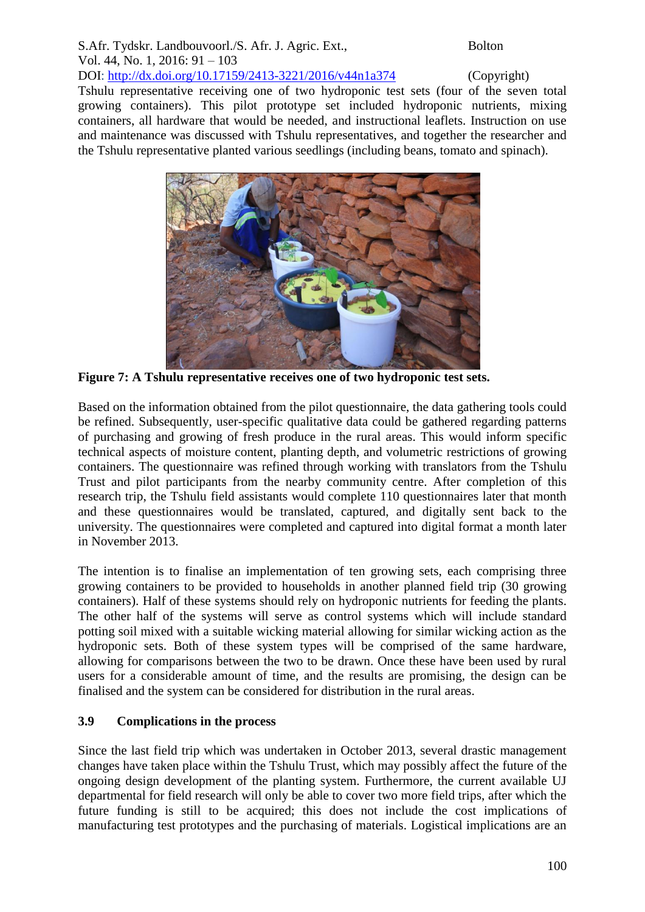Tshulu representative receiving one of two hydroponic test sets (four of the seven total growing containers). This pilot prototype set included hydroponic nutrients, mixing containers, all hardware that would be needed, and instructional leaflets. Instruction on use and maintenance was discussed with Tshulu representatives, and together the researcher and the Tshulu representative planted various seedlings (including beans, tomato and spinach).

**Figure 7: A Tshulu representative receives one of two hydroponic test sets.**

Based on the information obtained from the pilot questionnaire, the data gathering tools could be refined. Subsequently, user-specific qualitative data could be gathered regarding patterns of purchasing and growing of fresh produce in the rural areas. This would inform specific technical aspects of moisture content, planting depth, and volumetric restrictions of growing containers. The questionnaire was refined through working with translators from the Tshulu Trust and pilot participants from the nearby community centre. After completion of this research trip, the Tshulu field assistants would complete 110 questionnaires later that month and these questionnaires would be translated, captured, and digitally sent back to the university. The questionnaires were completed and captured into digital format a month later in November 2013.

The intention is to finalise an implementation of ten growing sets, each comprising three growing containers to be provided to households in another planned field trip (30 growing containers). Half of these systems should rely on hydroponic nutrients for feeding the plants. The other half of the systems will serve as control systems which will include standard potting soil mixed with a suitable wicking material allowing for similar wicking action as the hydroponic sets. Both of these system types will be comprised of the same hardware, allowing for comparisons between the two to be drawn. Once these have been used by rural users for a considerable amount of time, and the results are promising, the design can be finalised and the system can be considered for distribution in the rural areas.

### 3.9 Complications in the process

Since the last field trip which was undertaken in October 2013, several drastic management changes have taken place within the Tshulu Trust, which may possibly affect the future of the ongoing design development of the planting system. Furthermore, the current available UJ departmental for field research will only be able to cover two more field trips, after which the future funding is still to be acquired; this does not include the cost implications of manufacturing test prototypes and the purchasing of materials. Logistical implications are an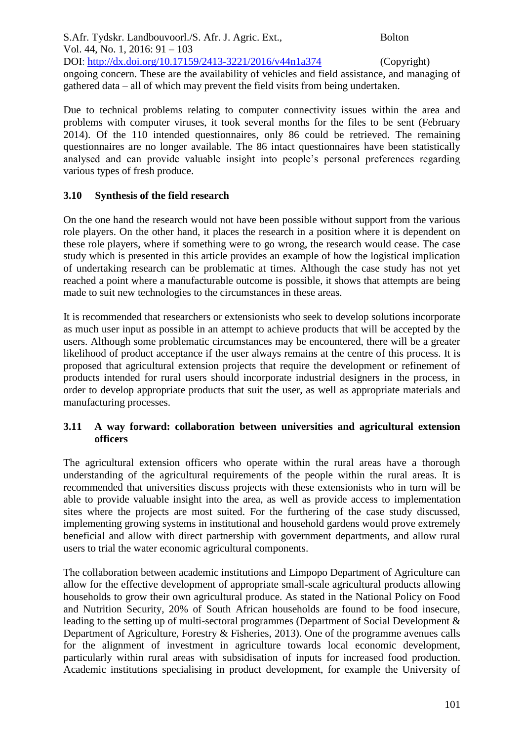ongoing concern. These are the availability of vehicles and field assistance, and managing of gathered data – all of which may prevent the field visits from being undertaken.

Due to technical problems relating to computer connectivity issues within the area and problems with computer viruses, it took several months for the files to be sent (February 2014). Of the 110 intended questionnaires, only 86 could be retrieved. The remaining questionnaires are no longer available. The 86 intact questionnaires have been statistically analysed and can provide valuable insight into people's personal preferences regarding various types of fresh produce.

### 3.10 Synthesis of the field research

On the one hand the research would not have been possible without support from the various role players. On the other hand, it places the research in a position where it is dependent on these role players, where if something were to go wrong, the research would cease. The case study which is presented in this article provides an example of how the logistical implication of undertaking research can be problematic at times. Although the case study has not yet reached a point where a manufacturable outcome is possible, it shows that attempts are being made to suit new technologies to the circumstances in these areas.

It is recommended that researchers or extensionists who seek to develop solutions incorporate as much user input as possible in an attempt to achieve products that will be accepted by the users. Although some problematic circumstances may be encountered, there will be a greater likelihood of product acceptance if the user always remains at the centre of this process. It is proposed that agricultural extension projects that require the development or refinement of products intended for rural users should incorporate industrial designers in the process, in order to develop appropriate products that suit the user, as well as appropriate materials and manufacturing processes.

### 3.11 A way forward: collaboration between universities and agricultural extension officers

The agricultural extension officers who operate within the rural areas have a thorough understanding of the agricultural requirements of the people within the rural areas. It is recommended that universities discuss projects with these extensionists who in turn will be able to provide valuable insight into the area, as well as provide access to implementation sites where the projects are most suited. For the furthering of the case study discussed, implementing growing systems in institutional and household gardens would prove extremely beneficial and allow with direct partnership with government departments, and allow rural users to trial the water economic agricultural components.

The collaboration between academic institutions and Limpopo Department of Agriculture can allow for the effective development of appropriate small-scale agricultural products allowing households to grow their own agricultural produce. As stated in the National Policy on Food and Nutrition Security, 20% of South African households are found to be food insecure, leading to the setting up of multi-sectoral programmes (Department of Social Development & Department of Agriculture, Forestry & Fisheries, 2013). One of the programme avenues calls for the alignment of investment in agriculture towards local economic development, particularly within rural areas with subsidisation of inputs for increased food production. Academic institutions specialising in product development, for example the University of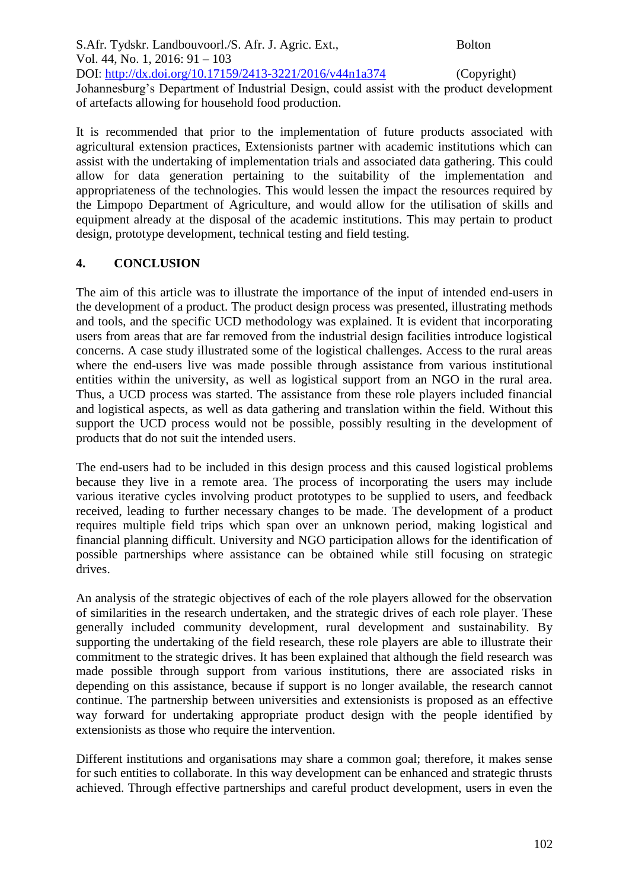Johannesburg's Department of Industrial Design, could assist with the product development of artefacts allowing for household food production.

It is recommended that prior to the implementation of future products associated with agricultural extension practices, Extensionists partner with academic institutions which can assist with the undertaking of implementation trials and associated data gathering. This could allow for data generation pertaining to the suitability of the implementation and appropriateness of the technologies. This would lessen the impact the resources required by the Limpopo Department of Agriculture, and would allow for the utilisation of skills and equipment already at the disposal of the academic institutions. This may pertain to product design, prototype development, technical testing and field testing.

## 4. CONCLUSION

The aim of this article was to illustrate the importance of the input of intended end-users in the development of a product. The product design process was presented, illustrating methods and tools, and the specific UCD methodology was explained. It is evident that incorporating users from areas that are far removed from the industrial design facilities introduce logistical concerns. A case study illustrated some of the logistical challenges. Access to the rural areas where the end-users live was made possible through assistance from various institutional entities within the university, as well as logistical support from an NGO in the rural area. Thus, a UCD process was started. The assistance from these role players included financial and logistical aspects, as well as data gathering and translation within the field. Without this support the UCD process would not be possible, possibly resulting in the development of products that do not suit the intended users.

The end-users had to be included in this design process and this caused logistical problems because they live in a remote area. The process of incorporating the users may include various iterative cycles involving product prototypes to be supplied to users, and feedback received, leading to further necessary changes to be made. The development of a product requires multiple field trips which span over an unknown period, making logistical and financial planning difficult. University and NGO participation allows for the identification of possible partnerships where assistance can be obtained while still focusing on strategic drives.

An analysis of the strategic objectives of each of the role players allowed for the observation of similarities in the research undertaken, and the strategic drives of each role player. These generally included community development, rural development and sustainability. By supporting the undertaking of the field research, these role players are able to illustrate their commitment to the strategic drives. It has been explained that although the field research was made possible through support from various institutions, there are associated risks in depending on this assistance, because if support is no longer available, the research cannot continue. The partnership between universities and extensionists is proposed as an effective way forward for undertaking appropriate product design with the people identified by extensionists as those who require the intervention.

Different institutions and organisations may share a common goal; therefore, it makes sense for such entities to collaborate. In this way development can be enhanced and strategic thrusts achieved. Through effective partnerships and careful product development, users in even the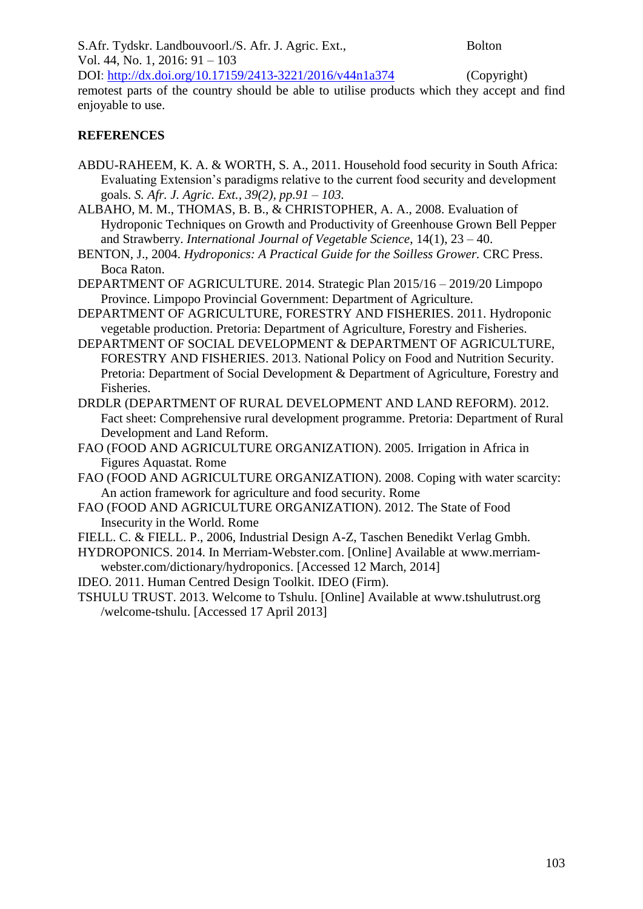remotest parts of the country should be able to utilise products which they accept and find enjoyable to use.

## REFERENCES

ABDU-RAHEEM, K. A. & WORTH, S. A., 2011. Household food security in South Africa: Evaluating Extension's paradigms relative to the current food security and development goals. *S. Afr. J. Agric. Ext., 39(2), pp.91 – 103.*

ALBAHO, M. M., THOMAS, B. B., & CHRISTOPHER, A. A., 2008. Evaluation of Hydroponic Techniques on Growth and Productivity of Greenhouse Grown Bell Pepper and Strawberry. *International Journal of Vegetable Science*, 14(1), 23 – 40.

BENTON, J., 2004. *Hydroponics: A Practical Guide for the Soilless Grower.* CRC Press. Boca Raton.

DEPARTMENT OF AGRICULTURE. 2014. Strategic Plan 2015/16 – 2019/20 Limpopo Province. Limpopo Provincial Government: Department of Agriculture.

DEPARTMENT OF AGRICULTURE, FORESTRY AND FISHERIES. 2011. Hydroponic vegetable production. Pretoria: Department of Agriculture, Forestry and Fisheries.

DEPARTMENT OF SOCIAL DEVELOPMENT & DEPARTMENT OF AGRICULTURE, FORESTRY AND FISHERIES. 2013. National Policy on Food and Nutrition Security. Pretoria: Department of Social Development & Department of Agriculture, Forestry and Fisheries.

DRDLR (DEPARTMENT OF RURAL DEVELOPMENT AND LAND REFORM). 2012. Fact sheet: Comprehensive rural development programme. Pretoria: Department of Rural Development and Land Reform.

FAO (FOOD AND AGRICULTURE ORGANIZATION). 2005. Irrigation in Africa in Figures Aquastat. Rome

FAO (FOOD AND AGRICULTURE ORGANIZATION). 2008. Coping with water scarcity: An action framework for agriculture and food security. Rome

FAO (FOOD AND AGRICULTURE ORGANIZATION). 2012. The State of Food Insecurity in the World. Rome

FIELL. C. & FIELL. P., 2006, Industrial Design A-Z, Taschen Benedikt Verlag Gmbh.

HYDROPONICS. 2014. In Merriam-Webster.com. [Online] Available at www.merriam-webster.com/dictionary/hydroponics. [Accessed 12 March, 2014]

IDEO. 2011. Human Centred Design Toolkit. IDEO (Firm).

TSHULU TRUST. 2013. Welcome to Tshulu. [Online] Available at www.tshulutrust.org /welcome-tshulu. [Accessed 17 April 2013]